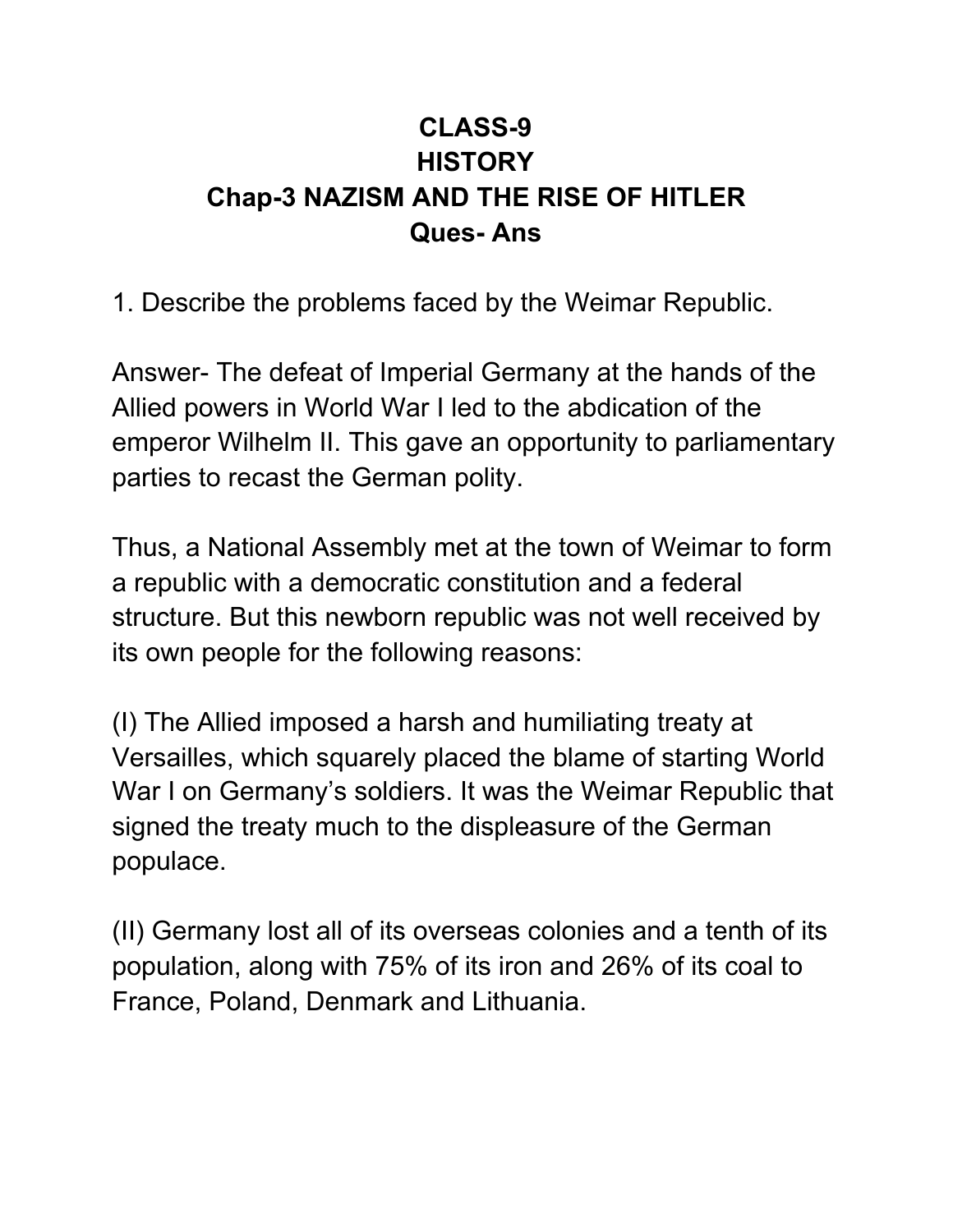# CLASS-9
# HISTORY
## Chap-3 NAZISM AND THE RISE OF HITLER
### Ques- Ans

1. Describe the problems faced by the Weimar Republic.

Answer- The defeat of Imperial Germany at the hands of the Allied powers in World War I led to the abdication of the emperor Wilhelm II. This gave an opportunity to parliamentary parties to recast the German polity.

Thus, a National Assembly met at the town of Weimar to form a republic with a democratic constitution and a federal structure. But this newborn republic was not well received by its own people for the following reasons:

(I) The Allied imposed a harsh and humiliating treaty at Versailles, which squarely placed the blame of starting World War I on Germany's soldiers. It was the Weimar Republic that signed the treaty much to the displeasure of the German populace.

(II) Germany lost all of its overseas colonies and a tenth of its population, along with 75% of its iron and 26% of its coal to France, Poland, Denmark and Lithuania.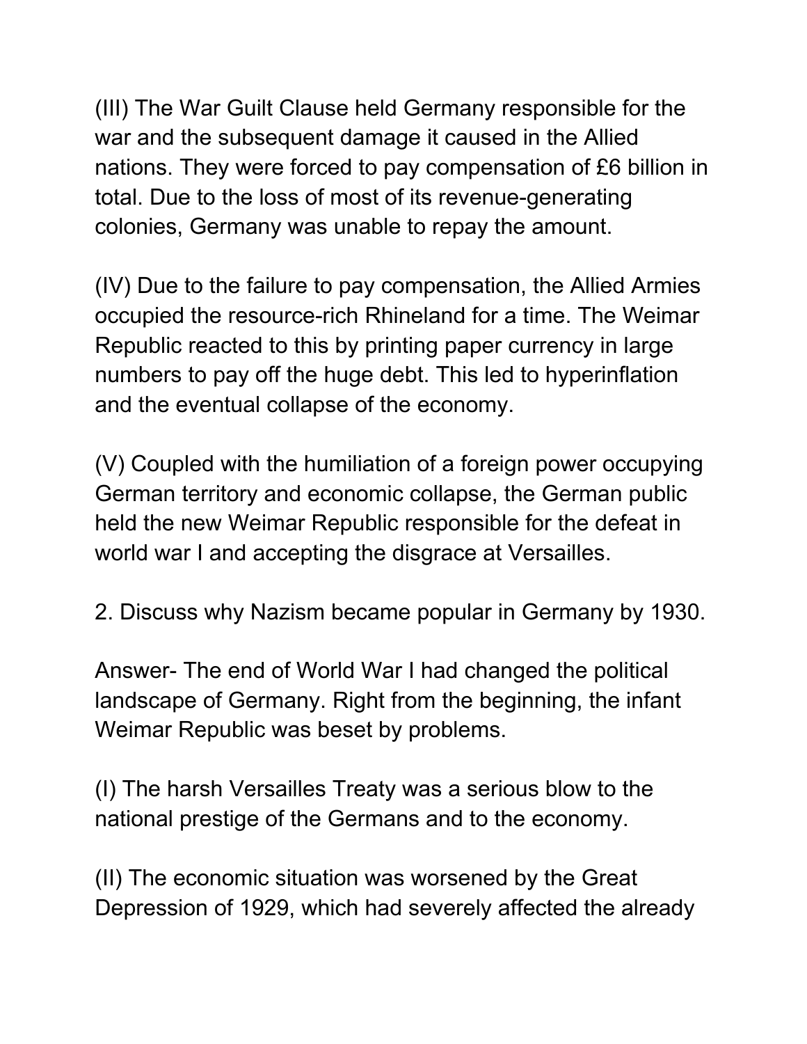(III) The War Guilt Clause held Germany responsible for the war and the subsequent damage it caused in the Allied nations. They were forced to pay compensation of £6 billion in total. Due to the loss of most of its revenue-generating colonies, Germany was unable to repay the amount.

(IV) Due to the failure to pay compensation, the Allied Armies occupied the resource-rich Rhineland for a time. The Weimar Republic reacted to this by printing paper currency in large numbers to pay off the huge debt. This led to hyperinflation and the eventual collapse of the economy.

(V) Coupled with the humiliation of a foreign power occupying German territory and economic collapse, the German public held the new Weimar Republic responsible for the defeat in world war I and accepting the disgrace at Versailles.

2. Discuss why Nazism became popular in Germany by 1930.

Answer- The end of World War I had changed the political landscape of Germany. Right from the beginning, the infant Weimar Republic was beset by problems.

(I) The harsh Versailles Treaty was a serious blow to the national prestige of the Germans and to the economy.

(II) The economic situation was worsened by the Great Depression of 1929, which had severely affected the already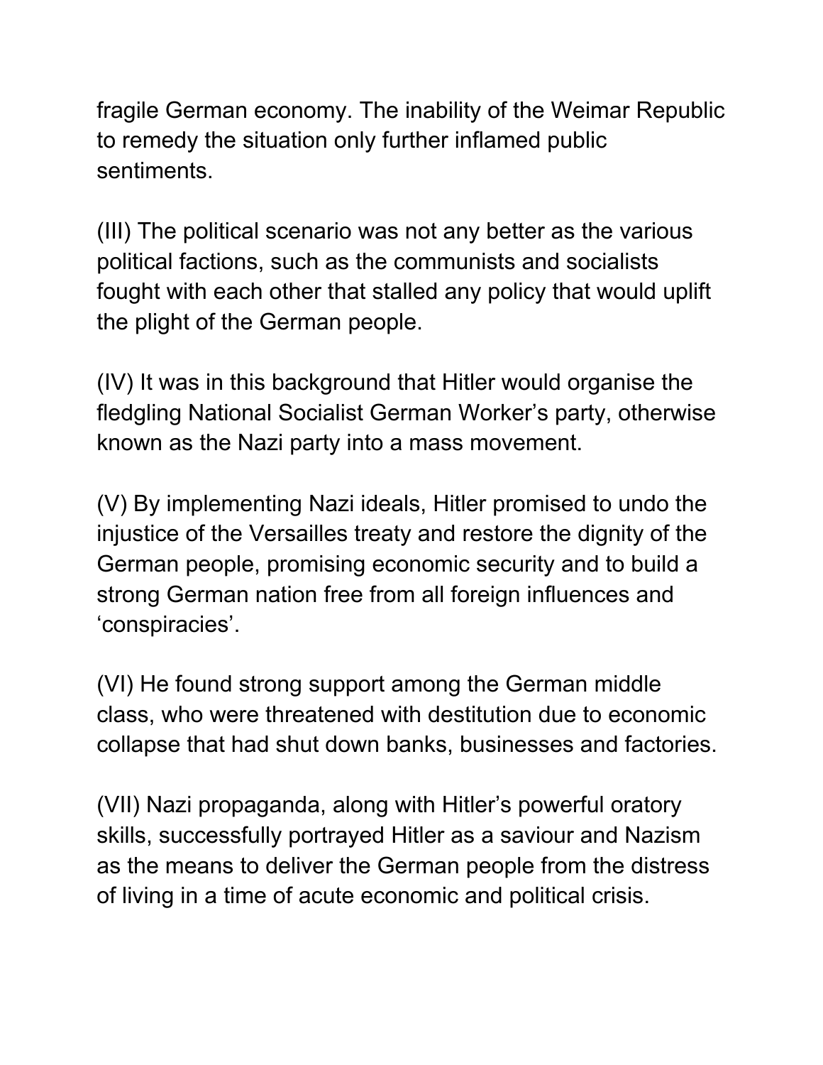fragile German economy. The inability of the Weimar Republic to remedy the situation only further inflamed public sentiments.

(III) The political scenario was not any better as the various political factions, such as the communists and socialists fought with each other that stalled any policy that would uplift the plight of the German people.

(IV) It was in this background that Hitler would organise the fledgling National Socialist German Worker's party, otherwise known as the Nazi party into a mass movement.

(V) By implementing Nazi ideals, Hitler promised to undo the injustice of the Versailles treaty and restore the dignity of the German people, promising economic security and to build a strong German nation free from all foreign influences and 'conspiracies'.

(VI) He found strong support among the German middle class, who were threatened with destitution due to economic collapse that had shut down banks, businesses and factories.

(VII) Nazi propaganda, along with Hitler's powerful oratory skills, successfully portrayed Hitler as a saviour and Nazism as the means to deliver the German people from the distress of living in a time of acute economic and political crisis.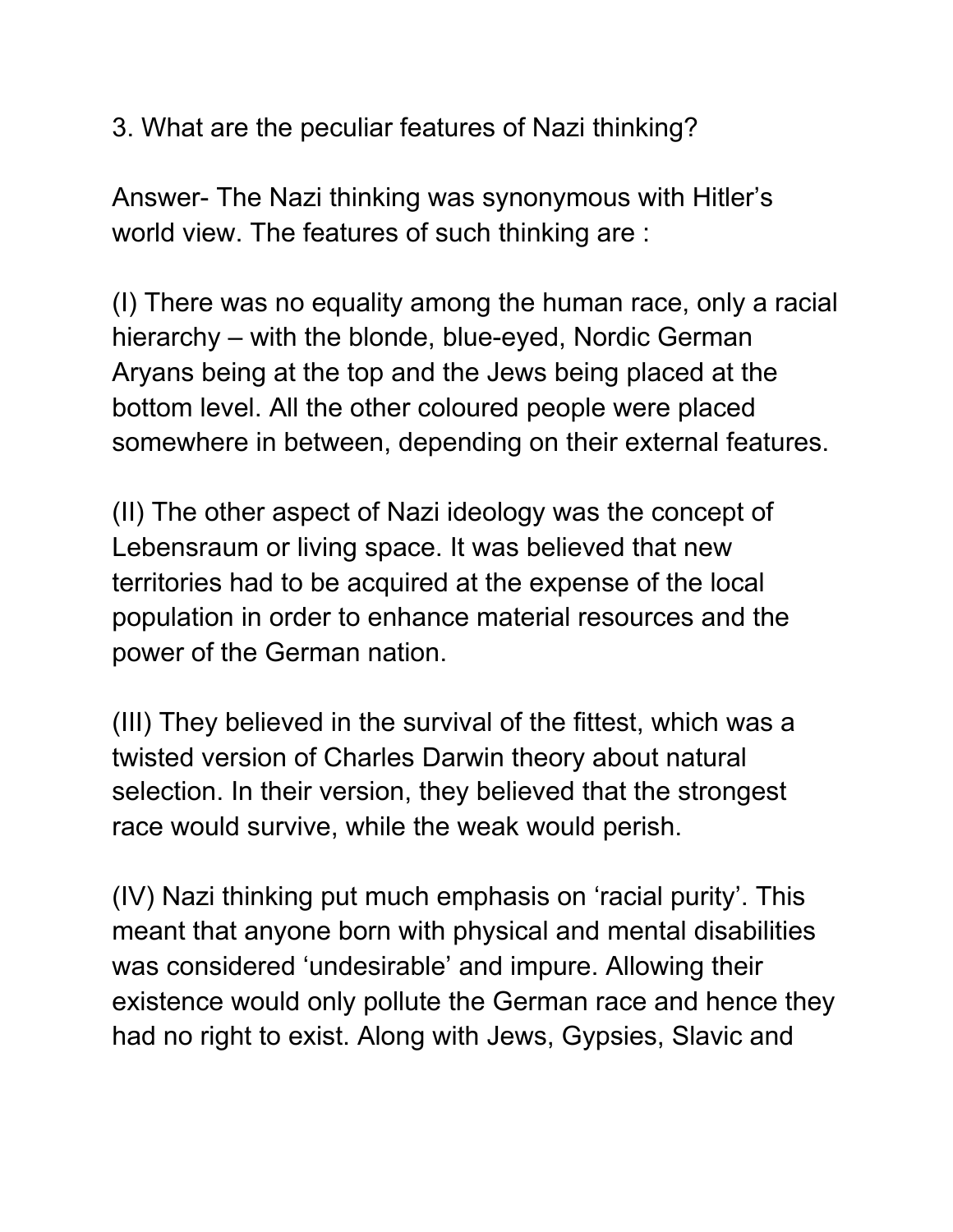3. What are the peculiar features of Nazi thinking?

Answer- The Nazi thinking was synonymous with Hitler's world view. The features of such thinking are :

(I) There was no equality among the human race, only a racial hierarchy – with the blonde, blue-eyed, Nordic German Aryans being at the top and the Jews being placed at the bottom level. All the other coloured people were placed somewhere in between, depending on their external features.

(II) The other aspect of Nazi ideology was the concept of Lebensraum or living space. It was believed that new territories had to be acquired at the expense of the local population in order to enhance material resources and the power of the German nation.

(III) They believed in the survival of the fittest, which was a twisted version of Charles Darwin theory about natural selection. In their version, they believed that the strongest race would survive, while the weak would perish.

(IV) Nazi thinking put much emphasis on 'racial purity'. This meant that anyone born with physical and mental disabilities was considered 'undesirable' and impure. Allowing their existence would only pollute the German race and hence they had no right to exist. Along with Jews, Gypsies, Slavic and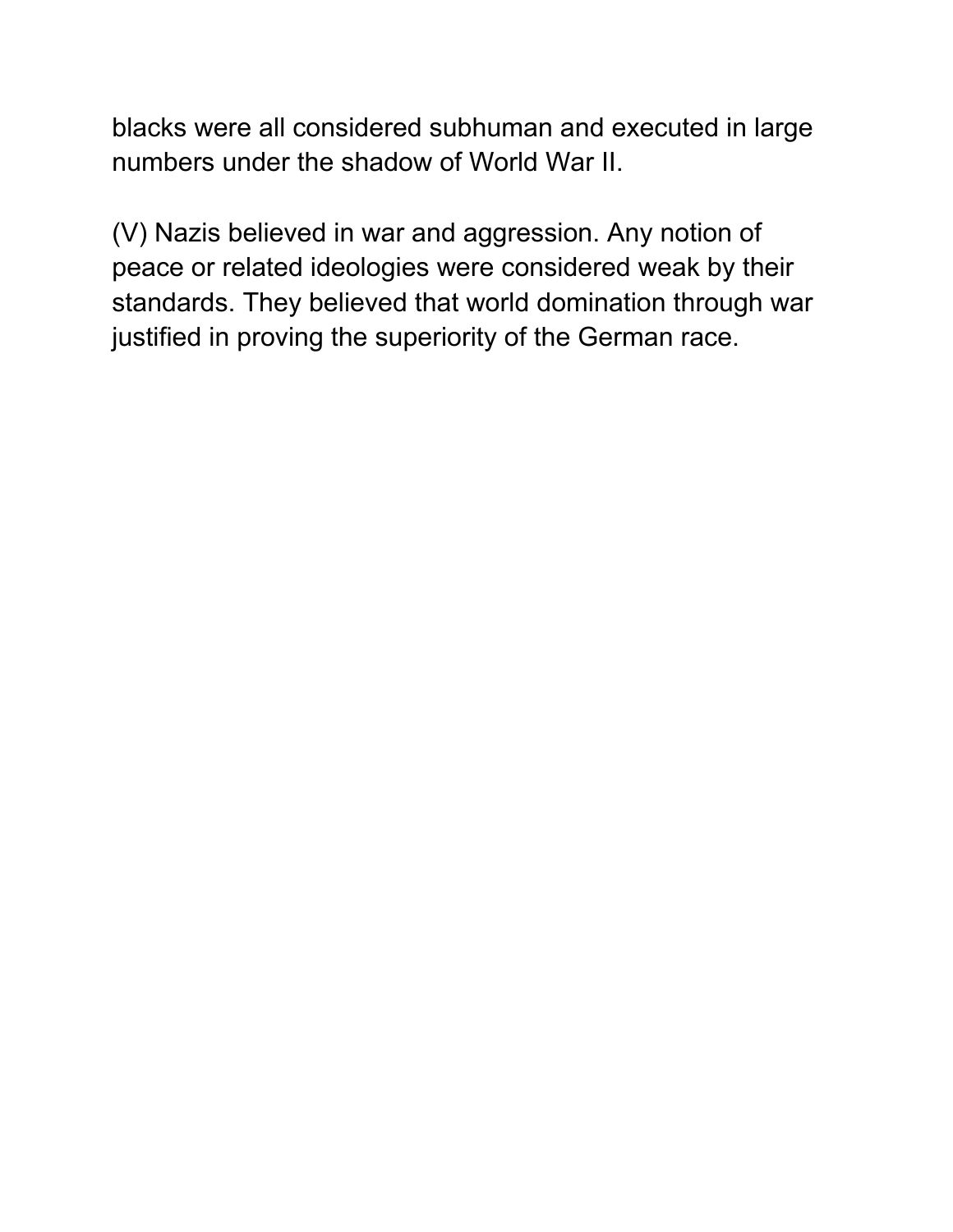blacks were all considered subhuman and executed in large numbers under the shadow of World War II.

(V) Nazis believed in war and aggression. Any notion of peace or related ideologies were considered weak by their standards. They believed that world domination through war justified in proving the superiority of the German race.